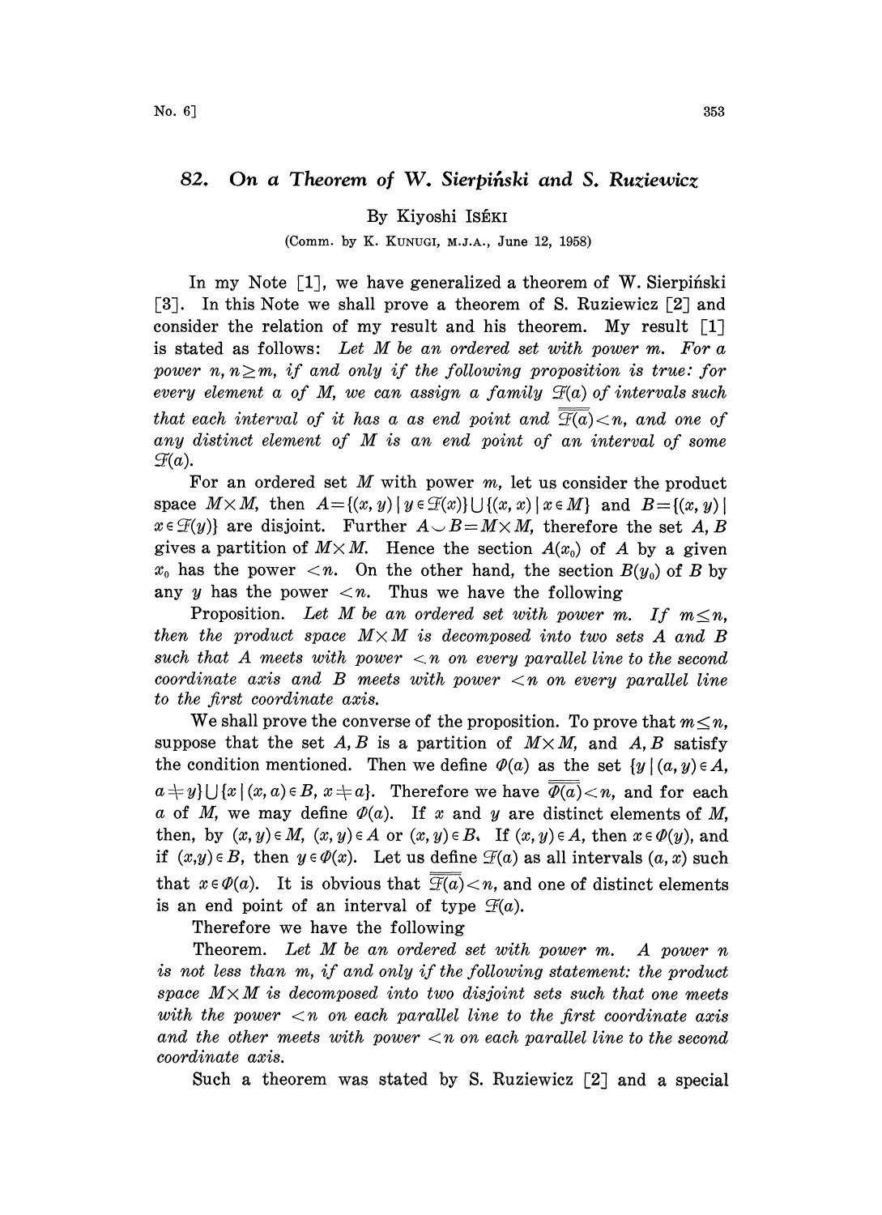# 82. On a Theorem of W. Sierpiński and S. Ruziewicz

By Kiyoshi ISÉKI

(Comm. by K. KUNUGI, M.J.A., June 12, 1958)

In my Note [1], we have generalized a theorem of W. Sierpiński [3]. In this Note we shall prove a theorem of S. Ruziewicz [2] and consider the relation of my result and his theorem. My result [1] is stated as follows: *Let $M$ be an ordered set with power $m$. For a power $n$, $n \geq m$, if and only if the following proposition is true: for every element $a$ of $M$, we can assign a family $\mathcal{F}(a)$ of intervals such that each interval of it has $a$ as end point and $\overline{\overline{\mathcal{F}(a)}} < n$, and one of any distinct element of $M$ is an end point of an interval of some $\mathcal{F}(a)$.*

For an ordered set $M$ with power $m$, let us consider the product space $M \times M$, then $A = \{(x, y) \mid y \in \mathcal{F}(x)\} \cup \{(x, x) \mid x \in M\}$ and $B = \{(x, y) \mid x \in \mathcal{F}(y)\}$ are disjoint. Further $A \cup B = M \times M$, therefore the set $A, B$ gives a partition of $M \times M$. Hence the section $A(x_0)$ of $A$ by a given $x_0$ has the power $< n$. On the other hand, the section $B(y_0)$ of $B$ by any $y$ has the power $< n$. Thus we have the following

Proposition. *Let $M$ be an ordered set with power $m$. If $m \leq n$, then the product space $M \times M$ is decomposed into two sets $A$ and $B$ such that $A$ meets with power $< n$ on every parallel line to the second coordinate axis and $B$ meets with power $< n$ on every parallel line to the first coordinate axis.*

We shall prove the converse of the proposition. To prove that $m \leq n$, suppose that the set $A, B$ is a partition of $M \times M$, and $A, B$ satisfy the condition mentioned. Then we define $\Phi(a)$ as the set $\{y \mid (a, y) \in A, a \neq y\} \cup \{x \mid (x, a) \in B, x \neq a\}$. Therefore we have $\overline{\overline{\Phi(a)}} < n$, and for each $a$ of $M$, we may define $\Phi(a)$. If $x$ and $y$ are distinct elements of $M$, then, by $(x, y) \in M$, $(x, y) \in A$ or $(x, y) \in B$. If $(x, y) \in A$, then $x \in \Phi(y)$, and if $(x, y) \in B$, then $y \in \Phi(x)$. Let us define $\mathcal{F}(a)$ as all intervals $(a, x)$ such that $x \in \Phi(a)$. It is obvious that $\overline{\overline{\mathcal{F}(a)}} < n$, and one of distinct elements is an end point of an interval of type $\mathcal{F}(a)$.

Therefore we have the following

Theorem. *Let $M$ be an ordered set with power $m$. A power $n$ is not less than $m$, if and only if the following statement: the product space $M \times M$ is decomposed into two disjoint sets such that one meets with the power $< n$ on each parallel line to the first coordinate axis and the other meets with power $< n$ on each parallel line to the second coordinate axis.*

Such a theorem was stated by S. Ruziewicz [2] and a special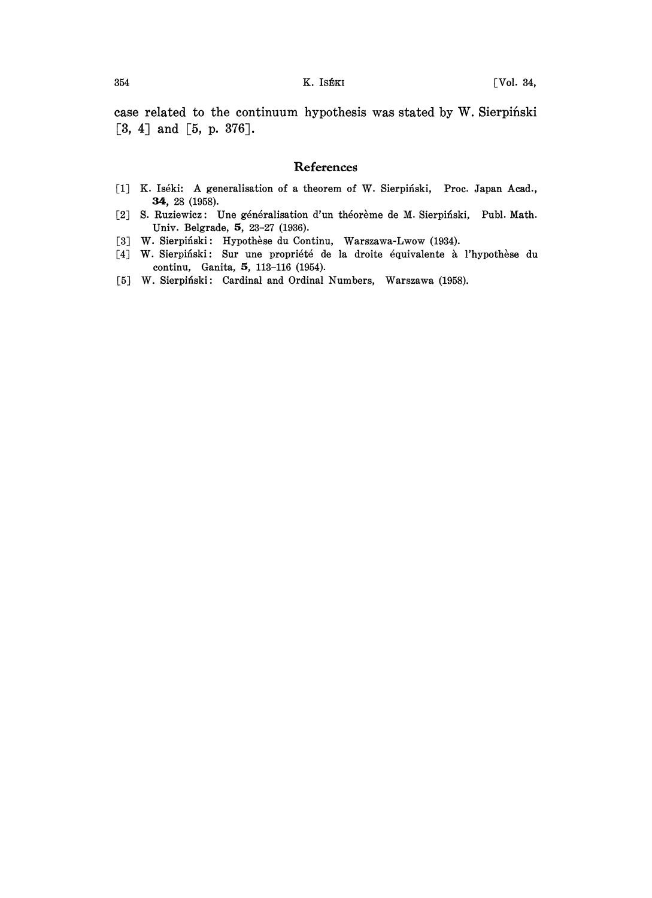case related to the continuum hypothesis was stated by W. Sierpiński [3, 4] and [5, p. 376].

## References

[1] K. Iséki: A generalisation of a theorem of W. Sierpiński, Proc. Japan Acad., **34**, 28 (1958).

[2] S. Ruziewicz: Une généralisation d'un théorème de M. Sierpiński, Publ. Math. Univ. Belgrade, **5**, 23–27 (1936).

[3] W. Sierpiński: Hypothèse du Continu, Warszawa-Lwow (1934).

[4] W. Sierpiński: Sur une propriété de la droite équivalente à l'hypothèse du continu, Ganita, **5**, 113–116 (1954).

[5] W. Sierpiński: Cardinal and Ordinal Numbers, Warszawa (1958).